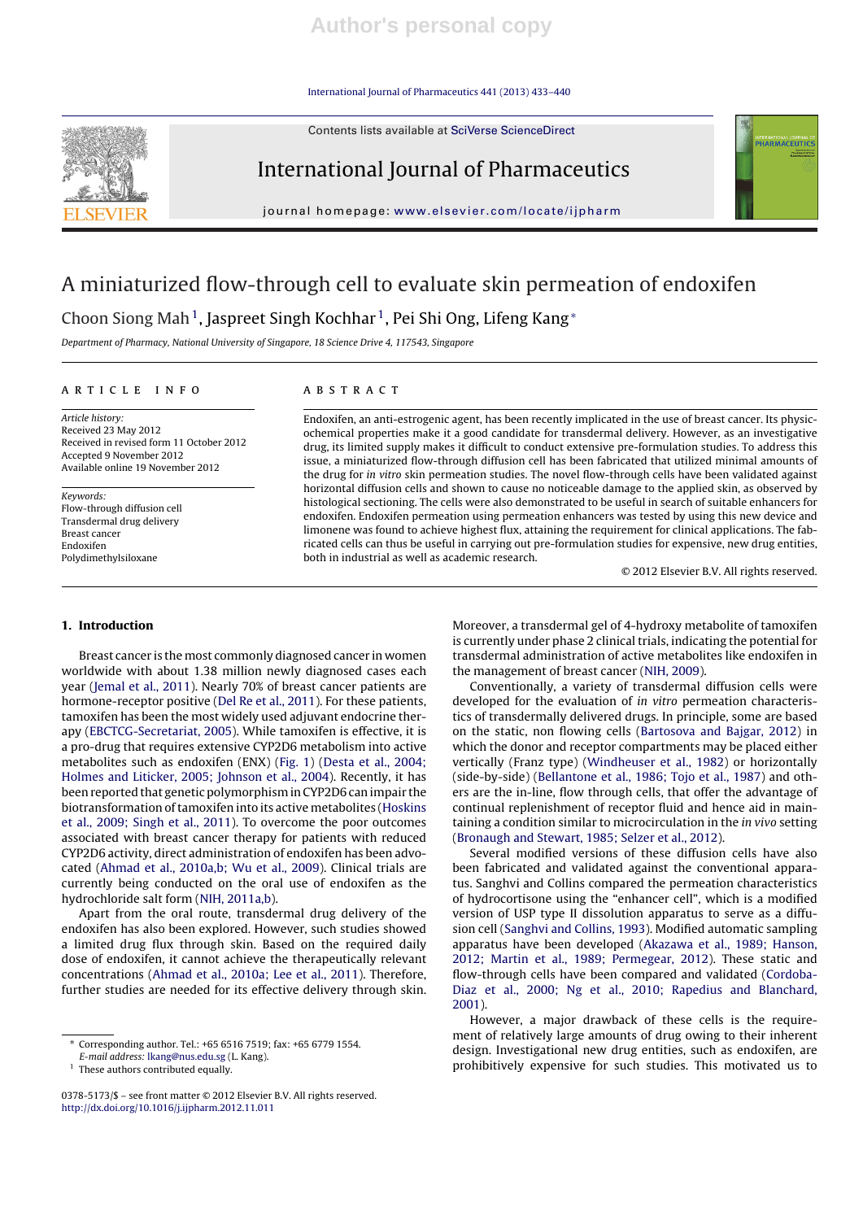# A miniaturized flow-through cell to evaluate skin permeation of endoxifen

Choon Siong Mah[1], Jaspreet Singh Kochhar[1], Pei Shi Ong, Lifeng Kang*

*Department of Pharmacy, National University of Singapore, 18 Science Drive 4, 117543, Singapore*

## ARTICLE INFO

*Article history:*
Received 23 May 2012
Received in revised form 11 October 2012
Accepted 9 November 2012
Available online 19 November 2012

*Keywords:*
Flow-through diffusion cell
Transdermal drug delivery
Breast cancer
Endoxifen
Polydimethylsiloxane

## ABSTRACT

Endoxifen, an anti-estrogenic agent, has been recently implicated in the use of breast cancer. Its physicochemical properties make it a good candidate for transdermal delivery. However, as an investigative drug, its limited supply makes it difficult to conduct extensive pre-formulation studies. To address this issue, a miniaturized flow-through diffusion cell has been fabricated that utilized minimal amounts of the drug for *in vitro* skin permeation studies. The novel flow-through cells have been validated against horizontal diffusion cells and shown to cause no noticeable damage to the applied skin, as observed by histological sectioning. The cells were also demonstrated to be useful in search of suitable enhancers for endoxifen. Endoxifen permeation using permeation enhancers was tested by using this new device and limonene was found to achieve highest flux, attaining the requirement for clinical applications. The fabricated cells can thus be useful in carrying out pre-formulation studies for expensive, new drug entities, both in industrial as well as academic research.

© 2012 Elsevier B.V. All rights reserved.

## 1. Introduction

Breast cancer is the most commonly diagnosed cancer in women worldwide with about 1.38 million newly diagnosed cases each year (Jemal et al., 2011). Nearly 70% of breast cancer patients are hormone-receptor positive (Del Re et al., 2011). For these patients, tamoxifen has been the most widely used adjuvant endocrine therapy (EBCTCG-Secretariat, 2005). While tamoxifen is effective, it is a pro-drug that requires extensive CYP2D6 metabolism into active metabolites such as endoxifen (ENX) (Fig. 1) (Desta et al., 2004; Holmes and Liticker, 2005; Johnson et al., 2004). Recently, it has been reported that genetic polymorphism in CYP2D6 can impair the biotransformation of tamoxifen into its active metabolites (Hoskins et al., 2009; Singh et al., 2011). To overcome the poor outcomes associated with breast cancer therapy for patients with reduced CYP2D6 activity, direct administration of endoxifen has been advocated (Ahmad et al., 2010a,b; Wu et al., 2009). Clinical trials are currently being conducted on the oral use of endoxifen as the hydrochloride salt form (NIH, 2011a,b).

Apart from the oral route, transdermal drug delivery of the endoxifen has also been explored. However, such studies showed a limited drug flux through skin. Based on the required daily dose of endoxifen, it cannot achieve the therapeutically relevant concentrations (Ahmad et al., 2010a; Lee et al., 2011). Therefore, further studies are needed for its effective delivery through skin. Moreover, a transdermal gel of 4-hydroxy metabolite of tamoxifen is currently under phase 2 clinical trials, indicating the potential for transdermal administration of active metabolites like endoxifen in the management of breast cancer (NIH, 2009).

Conventionally, a variety of transdermal diffusion cells were developed for the evaluation of *in vitro* permeation characteristics of transdermally delivered drugs. In principle, some are based on the static, non flowing cells (Bartosova and Bajgar, 2012) in which the donor and receptor compartments may be placed either vertically (Franz type) (Windheuser et al., 1982) or horizontally (side-by-side) (Bellantone et al., 1986; Tojo et al., 1987) and others are the in-line, flow through cells, that offer the advantage of continual replenishment of receptor fluid and hence aid in maintaining a condition similar to microcirculation in the *in vivo* setting (Bronaugh and Stewart, 1985; Selzer et al., 2012).

Several modified versions of these diffusion cells have also been fabricated and validated against the conventional apparatus. Sanghvi and Collins compared the permeation characteristics of hydrocortisone using the "enhancer cell", which is a modified version of USP type II dissolution apparatus to serve as a diffusion cell (Sanghvi and Collins, 1993). Modified automatic sampling apparatus have been developed (Akazawa et al., 1989; Hanson, 2012; Martin et al., 1989; Permegear, 2012). These static and flow-through cells have been compared and validated (Cordoba-Diaz et al., 2000; Ng et al., 2010; Rapedius and Blanchard, 2001).

However, a major drawback of these cells is the requirement of relatively large amounts of drug owing to their inherent design. Investigational new drug entities, such as endoxifen, are prohibitively expensive for such studies. This motivated us to

---

\* Corresponding author. Tel.: +65 6516 7519; fax: +65 6779 1554.
*E-mail address:* lkang@nus.edu.sg (L. Kang).
[1] These authors contributed equally.

0378-5173/$ – see front matter © 2012 Elsevier B.V. All rights reserved.
http://dx.doi.org/10.1016/j.ijpharm.2012.11.011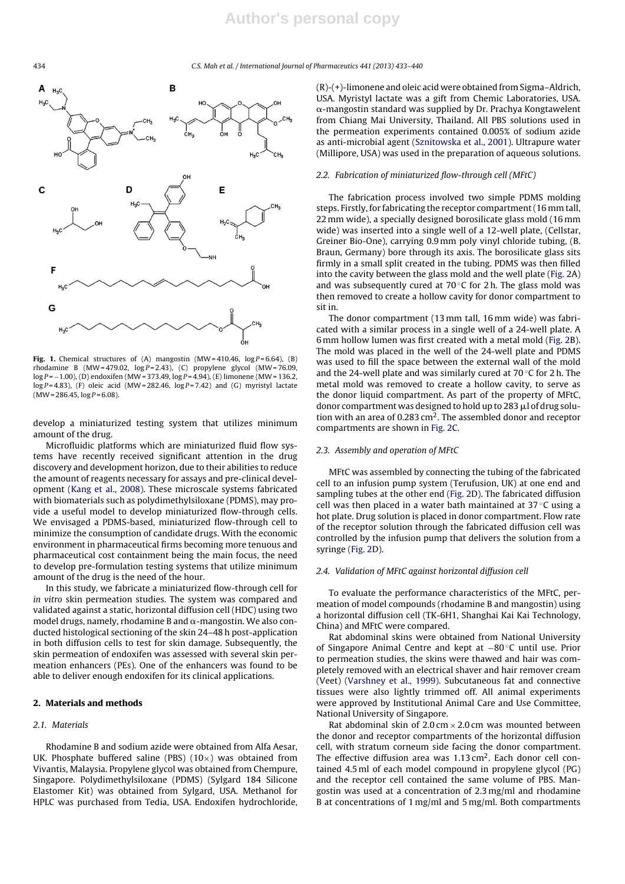**Fig. 1.** Chemical structures of (A) mangostin (MW = 410.46, log $P$ = 6.64), (B) rhodamine B (MW = 479.02, log $P$ = 2.43), (C) propylene glycol (MW = 76.09, log $P$ = −1.00), (D) endoxifen (MW = 373.49, log $P$ = 4.94), (E) limonene (MW = 136.2, log $P$ = 4.83), (F) oleic acid (MW = 282.46, log $P$ = 7.42) and (G) myristyl lactate (MW = 286.45, log $P$ = 6.08).

develop a miniaturized testing system that utilizes minimum amount of the drug.

Microfluidic platforms which are miniaturized fluid flow systems have recently received significant attention in the drug discovery and development horizon, due to their abilities to reduce the amount of reagents necessary for assays and pre-clinical development (Kang et al., 2008). These microscale systems fabricated with biomaterials such as polydimethylsiloxane (PDMS), may provide a useful model to develop miniaturized flow-through cells. We envisaged a PDMS-based, miniaturized flow-through cell to minimize the consumption of candidate drugs. With the economic environment in pharmaceutical firms becoming more tenuous and pharmaceutical cost containment being the main focus, the need to develop pre-formulation testing systems that utilize minimum amount of the drug is the need of the hour.

In this study, we fabricate a miniaturized flow-through cell for *in vitro* skin permeation studies. The system was compared and validated against a static, horizontal diffusion cell (HDC) using two model drugs, namely, rhodamine B and α-mangostin. We also conducted histological sectioning of the skin 24–48 h post-application in both diffusion cells to test for skin damage. Subsequently, the skin permeation of endoxifen was assessed with several skin permeation enhancers (PEs). One of the enhancers was found to be able to deliver enough endoxifen for its clinical applications.

## 2. Materials and methods

### 2.1. Materials

Rhodamine B and sodium azide were obtained from Alfa Aesar, UK. Phosphate buffered saline (PBS) (10×) was obtained from Vivantis, Malaysia. Propylene glycol was obtained from Chempure, Singapore. Polydimethylsiloxane (PDMS) (Sylgard 184 Silicone Elastomer Kit) was obtained from Sylgard, USA. Methanol for HPLC was purchased from Tedia, USA. Endoxifen hydrochloride, (R)-(+)-limonene and oleic acid were obtained from Sigma–Aldrich, USA. Myristyl lactate was a gift from Chemic Laboratories, USA. α-mangostin standard was supplied by Dr. Prachya Kongtawelent from Chiang Mai University, Thailand. All PBS solutions used in the permeation experiments contained 0.005% of sodium azide as anti-microbial agent (Sznitowska et al., 2001). Ultrapure water (Millipore, USA) was used in the preparation of aqueous solutions.

### 2.2. Fabrication of miniaturized flow-through cell (MFtC)

The fabrication process involved two simple PDMS molding steps. Firstly, for fabricating the receptor compartment (16 mm tall, 22 mm wide), a specially designed borosilicate glass mold (16 mm wide) was inserted into a single well of a 12-well plate, (Cellstar, Greiner Bio-One), carrying 0.9 mm poly vinyl chloride tubing, (B. Braun, Germany) bore through its axis. The borosilicate glass sits firmly in a small split created in the tubing. PDMS was then filled into the cavity between the glass mold and the well plate (Fig. 2A) and was subsequently cured at 70 °C for 2 h. The glass mold was then removed to create a hollow cavity for donor compartment to sit in.

The donor compartment (13 mm tall, 16 mm wide) was fabricated with a similar process in a single well of a 24-well plate. A 6 mm hollow lumen was first created with a metal mold (Fig. 2B). The mold was placed in the well of the 24-well plate and PDMS was used to fill the space between the external wall of the mold and the 24-well plate and was similarly cured at 70 °C for 2 h. The metal mold was removed to create a hollow cavity, to serve as the donor liquid compartment. As part of the property of MFtC, donor compartment was designed to hold up to 283 μl of drug solution with an area of 0.283 $cm^2$. The assembled donor and receptor compartments are shown in Fig. 2C.

### 2.3. Assembly and operation of MFtC

MFtC was assembled by connecting the tubing of the fabricated cell to an infusion pump system (Terufusion, UK) at one end and sampling tubes at the other end (Fig. 2D). The fabricated diffusion cell was then placed in a water bath maintained at 37 °C using a hot plate. Drug solution is placed in donor compartment. Flow rate of the receptor solution through the fabricated diffusion cell was controlled by the infusion pump that delivers the solution from a syringe (Fig. 2D).

### 2.4. Validation of MFtC against horizontal diffusion cell

To evaluate the performance characteristics of the MFtC, permeation of model compounds (rhodamine B and mangostin) using a horizontal diffusion cell (TK-6H1, Shanghai Kai Kai Technology, China) and MFtC were compared.

Rat abdominal skins were obtained from National University of Singapore Animal Centre and kept at −80 °C until use. Prior to permeation studies, the skins were thawed and hair was completely removed with an electrical shaver and hair remover cream (Veet) (Varshney et al., 1999). Subcutaneous fat and connective tissues were also lightly trimmed off. All animal experiments were approved by Institutional Animal Care and Use Committee, National University of Singapore.

Rat abdominal skin of 2.0 cm × 2.0 cm was mounted between the donor and receptor compartments of the horizontal diffusion cell, with stratum corneum side facing the donor compartment. The effective diffusion area was 1.13 $cm^2$. Each donor cell contained 4.5 ml of each model compound in propylene glycol (PG) and the receptor cell contained the same volume of PBS. Mangostin was used at a concentration of 2.3 mg/ml and rhodamine B at concentrations of 1 mg/ml and 5 mg/ml. Both compartments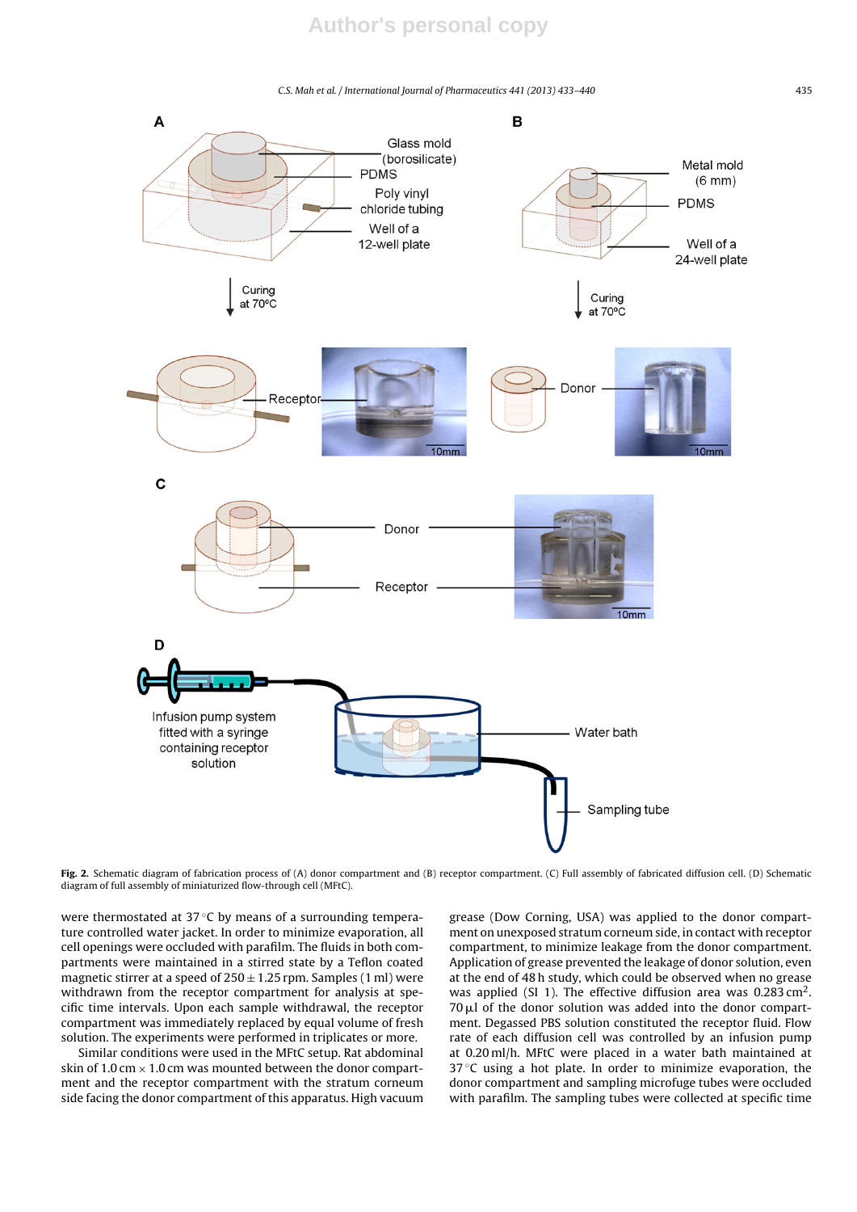**Fig. 2.** Schematic diagram of fabrication process of (A) donor compartment and (B) receptor compartment. (C) Full assembly of fabricated diffusion cell. (D) Schematic diagram of full assembly of miniaturized flow-through cell (MFtC).

were thermostated at 37 °C by means of a surrounding temperature controlled water jacket. In order to minimize evaporation, all cell openings were occluded with parafilm. The fluids in both compartments were maintained in a stirred state by a Teflon coated magnetic stirrer at a speed of 250 ± 1.25 rpm. Samples (1 ml) were withdrawn from the receptor compartment for analysis at specific time intervals. Upon each sample withdrawal, the receptor compartment was immediately replaced by equal volume of fresh solution. The experiments were performed in triplicates or more.

Similar conditions were used in the MFtC setup. Rat abdominal skin of 1.0 cm × 1.0 cm was mounted between the donor compartment and the receptor compartment with the stratum corneum side facing the donor compartment of this apparatus. High vacuum grease (Dow Corning, USA) was applied to the donor compartment on unexposed stratum corneum side, in contact with receptor compartment, to minimize leakage from the donor compartment. Application of grease prevented the leakage of donor solution, even at the end of 48 h study, which could be observed when no grease was applied (SI 1). The effective diffusion area was 0.283 $cm^2$. 70 µl of the donor solution was added into the donor compartment. Degassed PBS solution constituted the receptor fluid. Flow rate of each diffusion cell was controlled by an infusion pump at 0.20 ml/h. MFtC were placed in a water bath maintained at 37 °C using a hot plate. In order to minimize evaporation, the donor compartment and sampling microfuge tubes were occluded with parafilm. The sampling tubes were collected at specific time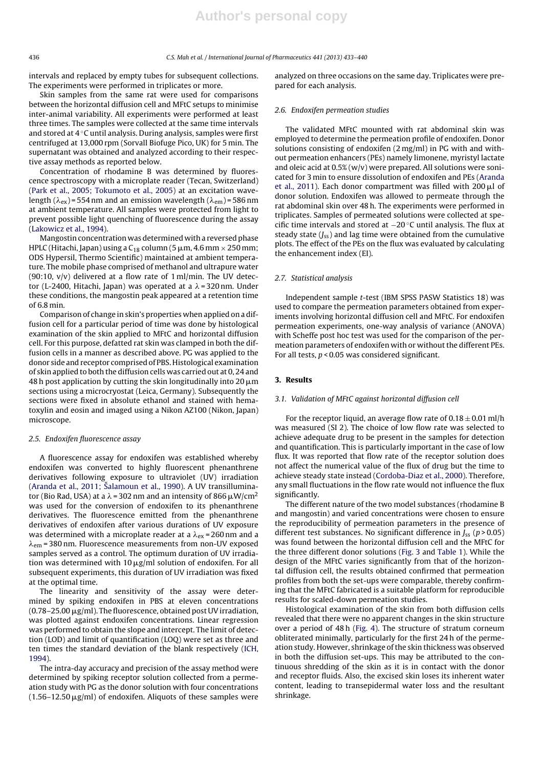intervals and replaced by empty tubes for subsequent collections. The experiments were performed in triplicates or more.

Skin samples from the same rat were used for comparisons between the horizontal diffusion cell and MFtC setups to minimise inter-animal variability. All experiments were performed at least three times. The samples were collected at the same time intervals and stored at 4 °C until analysis. During analysis, samples were first centrifuged at 13,000 rpm (Sorvall Biofuge Pico, UK) for 5 min. The supernatant was obtained and analyzed according to their respective assay methods as reported below.

Concentration of rhodamine B was determined by fluorescence spectroscopy with a microplate reader (Tecan, Switzerland) (Park et al., 2005; Tokumoto et al., 2005) at an excitation wavelength ($\lambda_{ex}$) = 554 nm and an emission wavelength ($\lambda_{em}$) = 586 nm at ambient temperature. All samples were protected from light to prevent possible light quenching of fluorescence during the assay (Lakowicz et al., 1994).

Mangostin concentration was determined with a reversed phase HPLC (Hitachi, Japan) using a $C_{18}$ column (5 μm, 4.6 mm × 250 mm; ODS Hypersil, Thermo Scientific) maintained at ambient temperature. The mobile phase comprised of methanol and ultrapure water (90:10, v/v) delivered at a flow rate of 1 ml/min. The UV detector (L-2400, Hitachi, Japan) was operated at a $\lambda$ = 320 nm. Under these conditions, the mangostin peak appeared at a retention time of 6.8 min.

Comparison of change in skin's properties when applied on a diffusion cell for a particular period of time was done by histological examination of the skin applied to MFtC and horizontal diffusion cell. For this purpose, defatted rat skin was clamped in both the diffusion cells in a manner as described above. PG was applied to the donor side and receptor comprised of PBS. Histological examination of skin applied to both the diffusion cells was carried out at 0, 24 and 48 h post application by cutting the skin longitudinally into 20 μm sections using a microcryostat (Leica, Germany). Subsequently the sections were fixed in absolute ethanol and stained with hematoxylin and eosin and imaged using a Nikon AZ100 (Nikon, Japan) microscope.

### 2.5. Endoxifen fluorescence assay

A fluorescence assay for endoxifen was established whereby endoxifen was converted to highly fluorescent phenanthrene derivatives following exposure to ultraviolet (UV) irradiation (Aranda et al., 2011; Šalamoun et al., 1990). A UV transilluminator (Bio Rad, USA) at a $\lambda$ = 302 nm and an intensity of 866 μW/cm$^2$ was used for the conversion of endoxifen to its phenanthrene derivatives. The fluorescence emitted from the phenanthrene derivatives of endoxifen after various durations of UV exposure was determined with a microplate reader at a $\lambda_{ex}$ = 260 nm and a $\lambda_{em}$ = 380 nm. Fluorescence measurements from non-UV exposed samples served as a control. The optimum duration of UV irradiation was determined with 10 μg/ml solution of endoxifen. For all subsequent experiments, this duration of UV irradiation was fixed at the optimal time.

The linearity and sensitivity of the assay were determined by spiking endoxifen in PBS at eleven concentrations (0.78–25.00 μg/ml). The fluorescence, obtained post UV irradiation, was plotted against endoxifen concentrations. Linear regression was performed to obtain the slope and intercept. The limit of detection (LOD) and limit of quantification (LOQ) were set as three and ten times the standard deviation of the blank respectively (ICH, 1994).

The intra-day accuracy and precision of the assay method were determined by spiking receptor solution collected from a permeation study with PG as the donor solution with four concentrations (1.56–12.50 μg/ml) of endoxifen. Aliquots of these samples were analyzed on three occasions on the same day. Triplicates were prepared for each analysis.

### 2.6. Endoxifen permeation studies

The validated MFtC mounted with rat abdominal skin was employed to determine the permeation profile of endoxifen. Donor solutions consisting of endoxifen (2 mg/ml) in PG with and without permeation enhancers (PEs) namely limonene, myristyl lactate and oleic acid at 0.5% (w/v) were prepared. All solutions were sonicated for 3 min to ensure dissolution of endoxifen and PEs (Aranda et al., 2011). Each donor compartment was filled with 200 μl of donor solution. Endoxifen was allowed to permeate through the rat abdominal skin over 48 h. The experiments were performed in triplicates. Samples of permeated solutions were collected at specific time intervals and stored at −20 °C until analysis. The flux at steady state ($J_{ss}$) and lag time were obtained from the cumulative plots. The effect of the PEs on the flux was evaluated by calculating the enhancement index (EI).

### 2.7. Statistical analysis

Independent sample *t*-test (IBM SPSS PASW Statistics 18) was used to compare the permeation parameters obtained from experiments involving horizontal diffusion cell and MFtC. For endoxifen permeation experiments, one-way analysis of variance (ANOVA) with Scheffe post hoc test was used for the comparison of the permeation parameters of endoxifen with or without the different PEs. For all tests, $p < 0.05$ was considered significant.

## 3. Results

### 3.1. Validation of MFtC against horizontal diffusion cell

For the receptor liquid, an average flow rate of 0.18 ± 0.01 ml/h was measured (SI 2). The choice of low flow rate was selected to achieve adequate drug to be present in the samples for detection and quantification. This is particularly important in the case of low flux. It was reported that flow rate of the receptor solution does not affect the numerical value of the flux of drug but the time to achieve steady state instead (Cordoba-Diaz et al., 2000). Therefore, any small fluctuations in the flow rate would not influence the flux significantly.

The different nature of the two model substances (rhodamine B and mangostin) and varied concentrations were chosen to ensure the reproducibility of permeation parameters in the presence of different test substances. No significant difference in $J_{ss}$ ($p > 0.05$) was found between the horizontal diffusion cell and the MFtC for the three different donor solutions (Fig. 3 and Table 1). While the design of the MFtC varies significantly from that of the horizontal diffusion cell, the results obtained confirmed that permeation profiles from both the set-ups were comparable, thereby confirming that the MFtC fabricated is a suitable platform for reproducible results for scaled-down permeation studies.

Histological examination of the skin from both diffusion cells revealed that there were no apparent changes in the skin structure over a period of 48 h (Fig. 4). The structure of stratum corneum obliterated minimally, particularly for the first 24 h of the permeation study. However, shrinkage of the skin thickness was observed in both the diffusion set-ups. This may be attributed to the continuous shredding of the skin as it is in contact with the donor and receptor fluids. Also, the excised skin loses its inherent water content, leading to transepidermal water loss and the resultant shrinkage.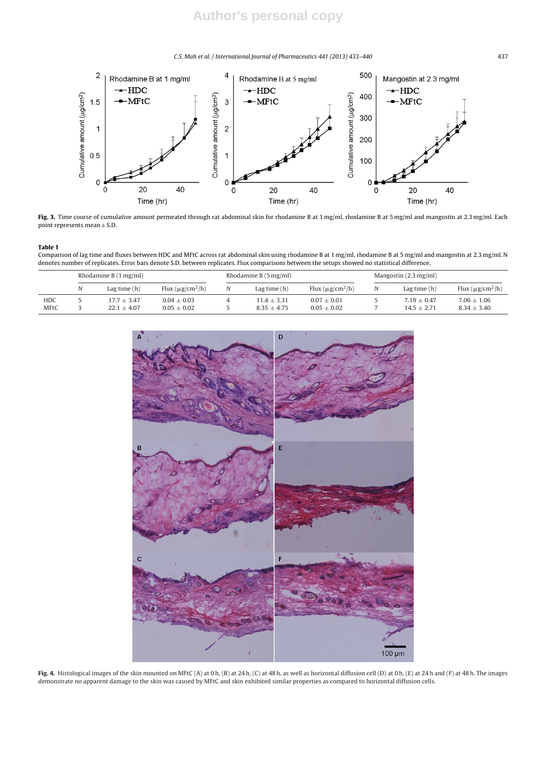**Fig. 3.** Time course of cumulative amount permeated through rat abdominal skin for rhodamine B at 1 mg/ml, rhodamine B at 5 mg/ml and mangostin at 2.3 mg/ml. Each point represents mean ± S.D.

**Table 1**
Comparison of lag time and fluxes between HDC and MFtC across rat abdominal skin using rhodamine B at 1 mg/ml, rhodamine B at 5 mg/ml and mangostin at 2.3 mg/ml. N denotes number of replicates. Error bars denote S.D. between replicates. Flux comparisons between the setups showed no statistical difference.

| | Rhodamine B (1 mg/ml) | | | Rhodamine B (5 mg/ml) | | | Mangostin (2.3 mg/ml) | | |
|---|---|---|---|---|---|---|---|---|---|
| | *N* | Lag time (h) | Flux (μg/cm²/h) | *N* | Lag time (h) | Flux (μg/cm²/h) | *N* | Lag time (h) | Flux (μg/cm²/h) |
| HDC | 5 | 17.7 ± 3.47 | 0.04 ± 0.03 | 4 | 11.4 ± 3.31 | 0.07 ± 0.01 | 5 | 7.19 ± 0.47 | 7.06 ± 1.06 |
| MFtC | 3 | 22.1 ± 4.07 | 0.05 ± 0.02 | 5 | 8.35 ± 4.75 | 0.05 ± 0.02 | 7 | 14.5 ± 2.71 | 8.34 ± 3.40 |

**Fig. 4.** Histological images of the skin mounted on MFtC (A) at 0 h, (B) at 24 h, (C) at 48 h, as well as horizontal diffusion cell (D) at 0 h, (E) at 24 h and (F) at 48 h. The images demonstrate no apparent damage to the skin was caused by MFtC and skin exhibited similar properties as compared to horizontal diffusion cells.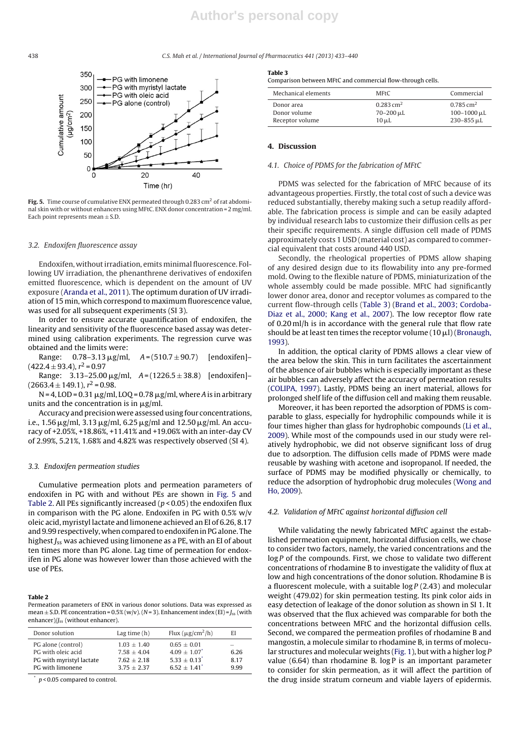Fig. 5. Time course of cumulative ENX permeated through 0.283 $cm^2$ of rat abdominal skin with or without enhancers using MFtC. ENX donor concentration = 2 mg/ml. Each point represents mean ± S.D.

### 3.2. Endoxifen fluorescence assay

Endoxifen, without irradiation, emits minimal fluorescence. Following UV irradiation, the phenanthrene derivatives of endoxifen emitted fluorescence, which is dependent on the amount of UV exposure (Aranda et al., 2011). The optimum duration of UV irradiation of 15 min, which correspond to maximum fluorescence value, was used for all subsequent experiments (SI 3).

In order to ensure accurate quantification of endoxifen, the linearity and sensitivity of the fluorescence based assay was determined using calibration experiments. The regression curve was obtained and the limits were:

Range: 0.78–3.13 μg/ml, $A = (510.7 \pm 90.7)$ [endoxifen]–$(422.4 \pm 93.4)$, $r^2 = 0.97$

Range: 3.13–25.00 μg/ml, $A = (1226.5 \pm 38.8)$ [endoxifen]–$(2663.4 \pm 149.1)$, $r^2 = 0.98$.

N = 4, LOD = 0.31 μg/ml, LOQ = 0.78 μg/ml, where $A$ is in arbitrary units and the concentration is in μg/ml.

Accuracy and precision were assessed using four concentrations, i.e., 1.56 μg/ml, 3.13 μg/ml, 6.25 μg/ml and 12.50 μg/ml. An accuracy of +2.05%, +18.86%, +11.41% and +19.06% with an inter-day CV of 2.99%, 5.21%, 1.68% and 4.82% was respectively observed (SI 4).

### 3.3. Endoxifen permeation studies

Cumulative permeation plots and permeation parameters of endoxifen in PG with and without PEs are shown in Fig. 5 and Table 2. All PEs significantly increased ($p < 0.05$) the endoxifen flux in comparison with the PG alone. Endoxifen in PG with 0.5% w/v oleic acid, myristyl lactate and limonene achieved an EI of 6.26, 8.17 and 9.99 respectively, when compared to endoxifen in PG alone. The highest $J_{ss}$ was achieved using limonene as a PE, with an EI of about ten times more than PG alone. Lag time of permeation for endoxifen in PG alone was however lower than those achieved with the use of PEs.

**Table 2**
Permeation parameters of ENX in various donor solutions. Data was expressed as mean ± S.D. PE concentration = 0.5% (w/v). (N = 3). Enhancement index (EI) = $J_{ss}$ (with enhancer)/$J_{ss}$ (without enhancer).

| Donor solution | Lag time (h) | Flux (μg/cm²/h) | EI |
|---|---|---|---|
| PG alone (control) | 1.03 ± 1.40 | 0.65 ± 0.01 | – |
| PG with oleic acid | 7.58 ± 4.04 | 4.09 ± 1.07* | 6.26 |
| PG with myristyl lactate | 7.62 ± 2.18 | 5.33 ± 0.13* | 8.17 |
| PG with limonene | 3.75 ± 2.37 | 6.52 ± 1.41* | 9.99 |

\* $p < 0.05$ compared to control.

**Table 3**
Comparison between MFtC and commercial flow-through cells.

| Mechanical elements | MFtC | Commercial |
|---|---|---|
| Donor area | 0.283 cm² | 0.785 cm² |
| Donor volume | 70–200 μL | 100–1000 μL |
| Receptor volume | 10 μL | 230–855 μL |

## 4. Discussion

### 4.1. Choice of PDMS for the fabrication of MFtC

PDMS was selected for the fabrication of MFtC because of its advantageous properties. Firstly, the total cost of such a device was reduced substantially, thereby making such a setup readily affordable. The fabrication process is simple and can be easily adapted by individual research labs to customize their diffusion cells as per their specific requirements. A single diffusion cell made of PDMS approximately costs 1 USD (material cost) as compared to commercial equivalent that costs around 440 USD.

Secondly, the rheological properties of PDMS allow shaping of any desired design due to its flowability into any pre-formed mold. Owing to the flexible nature of PDMS, miniaturization of the whole assembly could be made possible. MFtC had significantly lower donor area, donor and receptor volumes as compared to the current flow-through cells (Table 3) (Brand et al., 2003; Cordoba-Diaz et al., 2000; Kang et al., 2007). The low receptor flow rate of 0.20 ml/h is in accordance with the general rule that flow rate should be at least ten times the receptor volume (10 μl) (Bronaugh, 1993).

In addition, the optical clarity of PDMS allows a clear view of the area below the skin. This in turn facilitates the ascertainment of the absence of air bubbles which is especially important as these air bubbles can adversely affect the accuracy of permeation results (COLIPA, 1997). Lastly, PDMS being an inert material, allows for prolonged shelf life of the diffusion cell and making them reusable.

Moreover, it has been reported the adsorption of PDMS is comparable to glass, especially for hydrophilic compounds while it is four times higher than glass for hydrophobic compounds (Li et al., 2009). While most of the compounds used in our study were relatively hydrophobic, we did not observe significant loss of drug due to adsorption. The diffusion cells made of PDMS were made reusable by washing with acetone and isopropanol. If needed, the surface of PDMS may be modified physically or chemically, to reduce the adsorption of hydrophobic drug molecules (Wong and Ho, 2009).

### 4.2. Validation of MFtC against horizontal diffusion cell

While validating the newly fabricated MFtC against the established permeation equipment, horizontal diffusion cells, we chose to consider two factors, namely, the varied concentrations and the log $P$ of the compounds. First, we chose to validate two different concentrations of rhodamine B to investigate the validity of flux at low and high concentrations of the donor solution. Rhodamine B is a fluorescent molecule, with a suitable log $P$ (2.43) and molecular weight (479.02) for skin permeation testing. Its pink color aids in easy detection of leakage of the donor solution as shown in SI 1. It was observed that the flux achieved was comparable for both the concentrations between MFtC and the horizontal diffusion cells. Second, we compared the permeation profiles of rhodamine B and mangostin, a molecule similar to rhodamine B, in terms of molecular structures and molecular weights (Fig. 1), but with a higher log $P$ value (6.64) than rhodamine B. log P is an important parameter to consider for skin permeation, as it will affect the partition of the drug inside stratum corneum and viable layers of epidermis.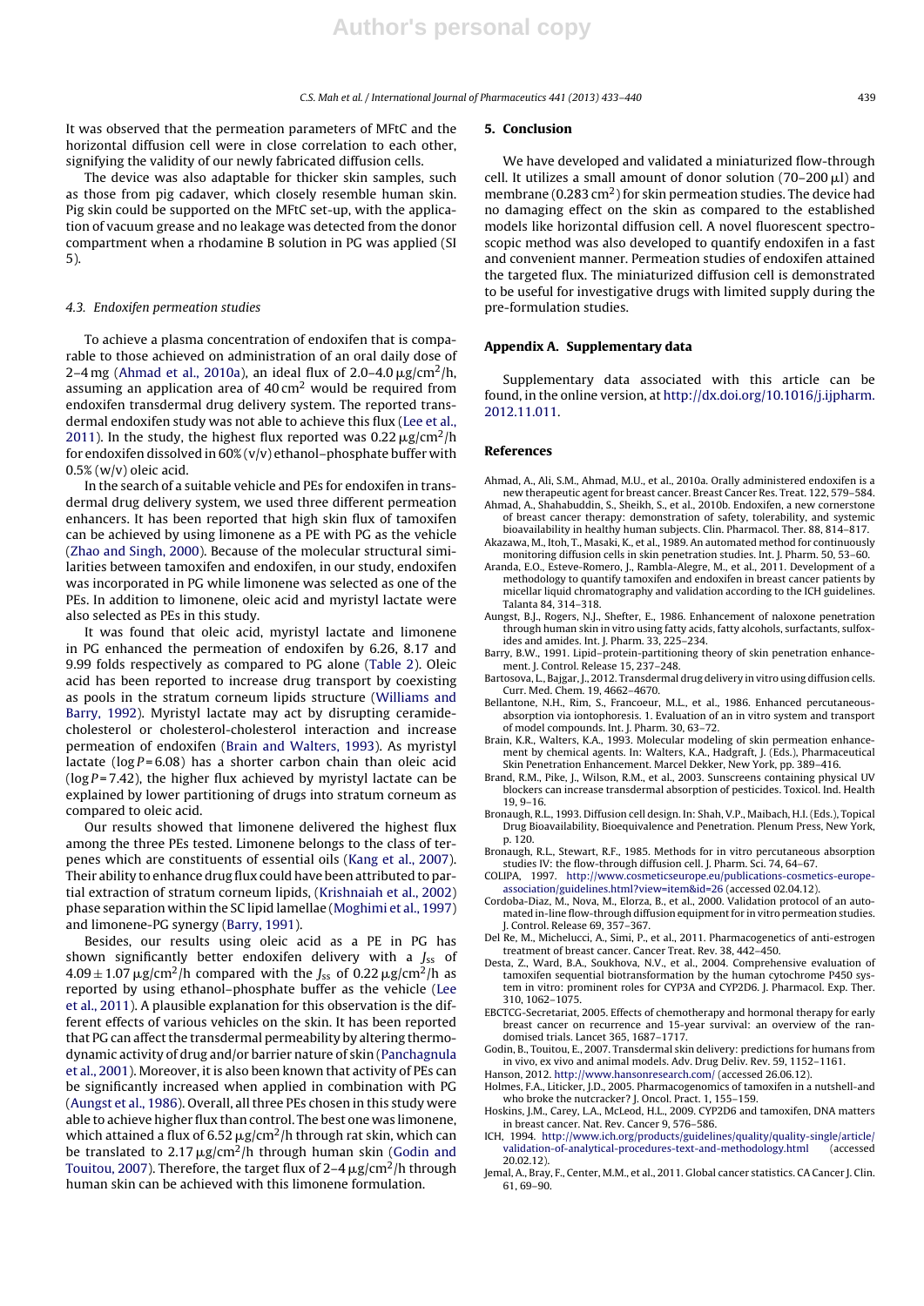It was observed that the permeation parameters of MFtC and the horizontal diffusion cell were in close correlation to each other, signifying the validity of our newly fabricated diffusion cells.

The device was also adaptable for thicker skin samples, such as those from pig cadaver, which closely resemble human skin. Pig skin could be supported on the MFtC set-up, with the application of vacuum grease and no leakage was detected from the donor compartment when a rhodamine B solution in PG was applied (SI 5).

### 4.3. Endoxifen permeation studies

To achieve a plasma concentration of endoxifen that is comparable to those achieved on administration of an oral daily dose of 2–4 mg (Ahmad et al., 2010a), an ideal flux of 2.0–4.0 $\mu g/cm^2/h$, assuming an application area of 40 $cm^2$ would be required from endoxifen transdermal drug delivery system. The reported transdermal endoxifen study was not able to achieve this flux (Lee et al., 2011). In the study, the highest flux reported was 0.22 $\mu g/cm^2/h$ for endoxifen dissolved in 60% (v/v) ethanol–phosphate buffer with 0.5% (w/v) oleic acid.

In the search of a suitable vehicle and PEs for endoxifen in transdermal drug delivery system, we used three different permeation enhancers. It has been reported that high skin flux of tamoxifen can be achieved by using limonene as a PE with PG as the vehicle (Zhao and Singh, 2000). Because of the molecular structural similarities between tamoxifen and endoxifen, in our study, endoxifen was incorporated in PG while limonene was selected as one of the PEs. In addition to limonene, oleic acid and myristyl lactate were also selected as PEs in this study.

It was found that oleic acid, myristyl lactate and limonene in PG enhanced the permeation of endoxifen by 6.26, 8.17 and 9.99 folds respectively as compared to PG alone (Table 2). Oleic acid has been reported to increase drug transport by coexisting as pools in the stratum corneum lipids structure (Williams and Barry, 1992). Myristyl lactate may act by disrupting ceramide-cholesterol or cholesterol-cholesterol interaction and increase permeation of endoxifen (Brain and Walters, 1993). As myristyl lactate ($\log P = 6.08$) has a shorter carbon chain than oleic acid ($\log P = 7.42$), the higher flux achieved by myristyl lactate can be explained by lower partitioning of drugs into stratum corneum as compared to oleic acid.

Our results showed that limonene delivered the highest flux among the three PEs tested. Limonene belongs to the class of terpenes which are constituents of essential oils (Kang et al., 2007). Their ability to enhance drug flux could have been attributed to partial extraction of stratum corneum lipids, (Krishnaiah et al., 2002) phase separation within the SC lipid lamellae (Moghimi et al., 1997) and limonene-PG synergy (Barry, 1991).

Besides, our results using oleic acid as a PE in PG has shown significantly better endoxifen delivery with a $J_{ss}$ of $4.09 \pm 1.07$ $\mu g/cm^2/h$ compared with the $J_{ss}$ of 0.22 $\mu g/cm^2/h$ as reported by using ethanol–phosphate buffer as the vehicle (Lee et al., 2011). A plausible explanation for this observation is the different effects of various vehicles on the skin. It has been reported that PG can affect the transdermal permeability by altering thermodynamic activity of drug and/or barrier nature of skin (Panchagnula et al., 2001). Moreover, it is also been known that activity of PEs can be significantly increased when applied in combination with PG (Aungst et al., 1986). Overall, all three PEs chosen in this study were able to achieve higher flux than control. The best one was limonene, which attained a flux of 6.52 $\mu g/cm^2/h$ through rat skin, which can be translated to 2.17 $\mu g/cm^2/h$ through human skin (Godin and Touitou, 2007). Therefore, the target flux of 2–4 $\mu g/cm^2/h$ through human skin can be achieved with this limonene formulation.

## 5. Conclusion

We have developed and validated a miniaturized flow-through cell. It utilizes a small amount of donor solution (70–200 $\mu l$) and membrane (0.283 $cm^2$) for skin permeation studies. The device had no damaging effect on the skin as compared to the established models like horizontal diffusion cell. A novel fluorescent spectroscopic method was also developed to quantify endoxifen in a fast and convenient manner. Permeation studies of endoxifen attained the targeted flux. The miniaturized diffusion cell is demonstrated to be useful for investigative drugs with limited supply during the pre-formulation studies.

## Appendix A. Supplementary data

Supplementary data associated with this article can be found, in the online version, at http://dx.doi.org/10.1016/j.ijpharm.2012.11.011.

## References

Ahmad, A., Ali, S.M., Ahmad, M.U., et al., 2010a. Orally administered endoxifen is a new therapeutic agent for breast cancer. Breast Cancer Res. Treat. 122, 579–584.

Ahmad, A., Shahabuddin, S., Sheikh, S., et al., 2010b. Endoxifen, a new cornerstone of breast cancer therapy: demonstration of safety, tolerability, and systemic bioavailability in healthy human subjects. Clin. Pharmacol. Ther. 88, 814–817.

Akazawa, M., Itoh, T., Masaki, K., et al., 1989. An automated method for continuously monitoring diffusion cells in skin penetration studies. Int. J. Pharm. 50, 53–60.

Aranda, E.O., Esteve-Romero, J., Rambla-Alegre, M., et al., 2011. Development of a methodology to quantify tamoxifen and endoxifen in breast cancer patients by micellar liquid chromatography and validation according to the ICH guidelines. Talanta 84, 314–318.

Aungst, B.J., Rogers, N.J., Shefter, E., 1986. Enhancement of naloxone penetration through human skin in vitro using fatty acids, fatty alcohols, surfactants, sulfoxides and amides. Int. J. Pharm. 33, 225–234.

Barry, B.W., 1991. Lipid–protein-partitioning theory of skin penetration enhancement. J. Control. Release 15, 237–248.

Bartosova, L., Bajgar, J., 2012. Transdermal drug delivery in vitro using diffusion cells. Curr. Med. Chem. 19, 4662–4670.

Bellantone, N.H., Rim, S., Francoeur, M.L., et al., 1986. Enhanced percutaneous-absorption via iontophoresis. 1. Evaluation of an in vitro system and transport of model compounds. Int. J. Pharm. 30, 63–72.

Brain, K.R., Walters, K.A., 1993. Molecular modeling of skin permeation enhancement by chemical agents. In: Walters, K.A., Hadgraft, J. (Eds.), Pharmaceutical Skin Penetration Enhancement. Marcel Dekker, New York, pp. 389–416.

Brand, R.M., Pike, J., Wilson, R.M., et al., 2003. Sunscreens containing physical UV blockers can increase transdermal absorption of pesticides. Toxicol. Ind. Health 19, 9–16.

Bronaugh, R.L., 1993. Diffusion cell design. In: Shah, V.P., Maibach, H.I. (Eds.), Topical Drug Bioavailability, Bioequivalence and Penetration. Plenum Press, New York, p. 120.

Bronaugh, R.L., Stewart, R.F., 1985. Methods for in vitro percutaneous absorption studies IV: the flow-through diffusion cell. J. Pharm. Sci. 74, 64–67.

COLIPA, 1997. http://www.cosmeticseurope.eu/publications-cosmetics-europe-association/guidelines.html?view=item&id=26 (accessed 02.04.12).

Cordoba-Diaz, M., Nova, M., Elorza, B., et al., 2000. Validation protocol of an automated in-line flow-through diffusion equipment for in vitro permeation studies. J. Control. Release 69, 357–367.

Del Re, M., Michelucci, A., Simi, P., et al., 2011. Pharmacogenetics of anti-estrogen treatment of breast cancer. Cancer Treat. Rev. 38, 442–450.

Desta, Z., Ward, B.A., Soukhova, N.V., et al., 2004. Comprehensive evaluation of tamoxifen sequential biotransformation by the human cytochrome P450 system in vitro: prominent roles for CYP3A and CYP2D6. J. Pharmacol. Exp. Ther. 310, 1062–1075.

EBCTCG-Secretariat, 2005. Effects of chemotherapy and hormonal therapy for early breast cancer on recurrence and 15-year survival: an overview of the randomised trials. Lancet 365, 1687–1717.

Godin, B., Touitou, E., 2007. Transdermal skin delivery: predictions for humans from in vivo, ex vivo and animal models. Adv. Drug Deliv. Rev. 59, 1152–1161.

Hanson, 2012. http://www.hansonresearch.com/ (accessed 26.06.12).

Holmes, F.A., Liticker, J.D., 2005. Pharmacogenomics of tamoxifen in a nutshell-and who broke the nutcracker? J. Oncol. Pract. 1, 155–159.

Hoskins, J.M., Carey, L.A., McLeod, H.L., 2009. CYP2D6 and tamoxifen, DNA matters in breast cancer. Nat. Rev. Cancer 9, 576–586.

ICH, 1994. http://www.ich.org/products/guidelines/quality/quality-single/article/validation-of-analytical-procedures-text-and-methodology.html (accessed 20.02.12).

Jemal, A., Bray, F., Center, M.M., et al., 2011. Global cancer statistics. CA Cancer J. Clin. 61, 69–90.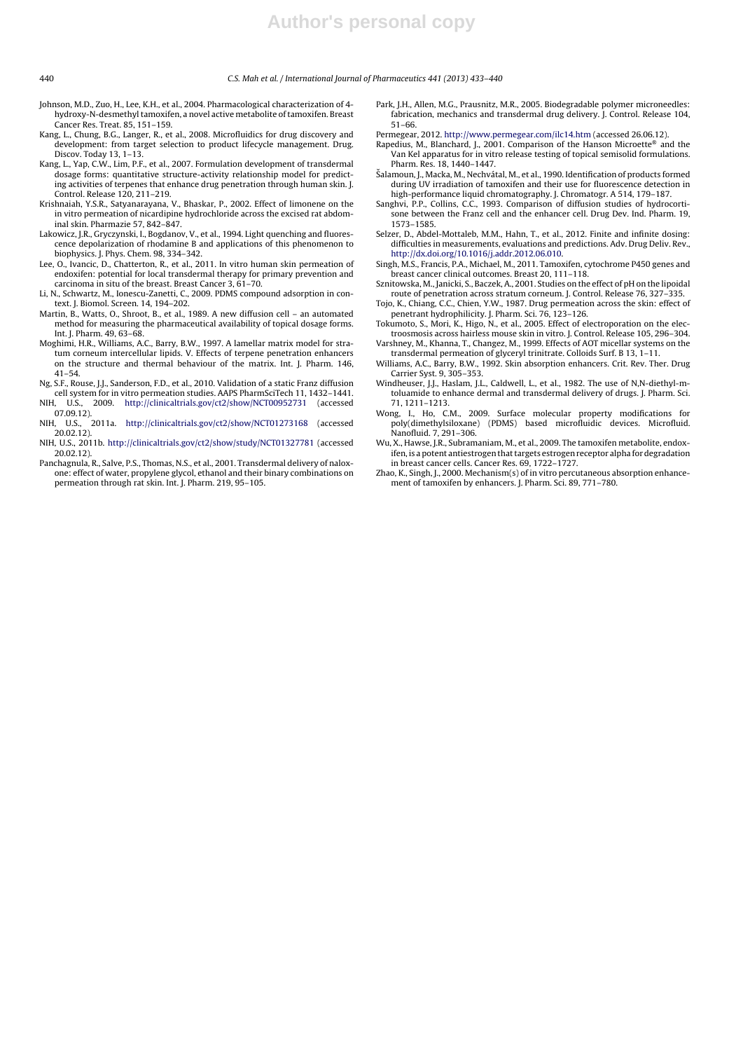Johnson, M.D., Zuo, H., Lee, K.H., et al., 2004. Pharmacological characterization of 4-hydroxy-N-desmethyl tamoxifen, a novel active metabolite of tamoxifen. Breast Cancer Res. Treat. 85, 151–159.

Kang, L., Chung, B.G., Langer, R., et al., 2008. Microfluidics for drug discovery and development: from target selection to product lifecycle management. Drug. Discov. Today 13, 1–13.

Kang, L., Yap, C.W., Lim, P.F., et al., 2007. Formulation development of transdermal dosage forms: quantitative structure-activity relationship model for predicting activities of terpenes that enhance drug penetration through human skin. J. Control. Release 120, 211–219.

Krishnaiah, Y.S.R., Satyanarayana, V., Bhaskar, P., 2002. Effect of limonene on the in vitro permeation of nicardipine hydrochloride across the excised rat abdominal skin. Pharmazie 57, 842–847.

Lakowicz, J.R., Gryczynski, I., Bogdanov, V., et al., 1994. Light quenching and fluorescence depolarization of rhodamine B and applications of this phenomenon to biophysics. J. Phys. Chem. 98, 334–342.

Lee, O., Ivancic, D., Chatterton, R., et al., 2011. In vitro human skin permeation of endoxifen: potential for local transdermal therapy for primary prevention and carcinoma in situ of the breast. Breast Cancer 3, 61–70.

Li, N., Schwartz, M., Ionescu-Zanetti, C., 2009. PDMS compound adsorption in context. J. Biomol. Screen. 14, 194–202.

Martin, B., Watts, O., Shroot, B., et al., 1989. A new diffusion cell – an automated method for measuring the pharmaceutical availability of topical dosage forms. Int. J. Pharm. 49, 63–68.

Moghimi, H.R., Williams, A.C., Barry, B.W., 1997. A lamellar matrix model for stratum corneum intercellular lipids. V. Effects of terpene penetration enhancers on the structure and thermal behaviour of the matrix. Int. J. Pharm. 146, 41–54.

Ng, S.F., Rouse, J.J., Sanderson, F.D., et al., 2010. Validation of a static Franz diffusion cell system for in vitro permeation studies. AAPS PharmSciTech 11, 1432–1441.

NIH, U.S., 2009. http://clinicaltrials.gov/ct2/show/NCT00952731 (accessed 07.09.12).

NIH, U.S., 2011a. http://clinicaltrials.gov/ct2/show/NCT01273168 (accessed 20.02.12).

NIH, U.S., 2011b. http://clinicaltrials.gov/ct2/show/study/NCT01327781 (accessed 20.02.12).

Panchagnula, R., Salve, P.S., Thomas, N.S., et al., 2001. Transdermal delivery of naloxone: effect of water, propylene glycol, ethanol and their binary combinations on permeation through rat skin. Int. J. Pharm. 219, 95–105.

Park, J.H., Allen, M.G., Prausnitz, M.R., 2005. Biodegradable polymer microneedles: fabrication, mechanics and transdermal drug delivery. J. Control. Release 104, 51–66.

Permegear, 2012. http://www.permegear.com/ilc14.htm (accessed 26.06.12).

Rapedius, M., Blanchard, J., 2001. Comparison of the Hanson Microette® and the Van Kel apparatus for in vitro release testing of topical semisolid formulations. Pharm. Res. 18, 1440–1447.

Šalamoun, J., Macka, M., Nechvátal, M., et al., 1990. Identification of products formed during UV irradiation of tamoxifen and their use for fluorescence detection in high-performance liquid chromatography. J. Chromatogr. A 514, 179–187.

Sanghvi, P.P., Collins, C.C., 1993. Comparison of diffusion studies of hydrocortisone between the Franz cell and the enhancer cell. Drug Dev. Ind. Pharm. 19, 1573–1585.

Selzer, D., Abdel-Mottaleb, M.M., Hahn, T., et al., 2012. Finite and infinite dosing: difficulties in measurements, evaluations and predictions. Adv. Drug Deliv. Rev., http://dx.doi.org/10.1016/j.addr.2012.06.010.

Singh, M.S., Francis, P.A., Michael, M., 2011. Tamoxifen, cytochrome P450 genes and breast cancer clinical outcomes. Breast 20, 111–118.

Sznitowska, M., Janicki, S., Baczek, A., 2001. Studies on the effect of pH on the lipoidal route of penetration across stratum corneum. J. Control. Release 76, 327–335.

Tojo, K., Chiang, C.C., Chien, Y.W., 1987. Drug permeation across the skin: effect of penetrant hydrophilicity. J. Pharm. Sci. 76, 123–126.

Tokumoto, S., Mori, K., Higo, N., et al., 2005. Effect of electroporation on the electroosmosis across hairless mouse skin in vitro. J. Control. Release 105, 296–304.

Varshney, M., Khanna, T., Changez, M., 1999. Effects of AOT micellar systems on the transdermal permeation of glyceryl trinitrate. Colloids Surf. B 13, 1–11.

Williams, A.C., Barry, B.W., 1992. Skin absorption enhancers. Crit. Rev. Ther. Drug Carrier Syst. 9, 305–353.

Windheuser, J.J., Haslam, J.L., Caldwell, L., et al., 1982. The use of N,N-diethyl-m-toluamide to enhance dermal and transdermal delivery of drugs. J. Pharm. Sci. 71, 1211–1213.

Wong, I., Ho, C.M., 2009. Surface molecular property modifications for poly(dimethylsiloxane) (PDMS) based microfluidic devices. Microfluid. Nanofluid. 7, 291–306.

Wu, X., Hawse, J.R., Subramaniam, M., et al., 2009. The tamoxifen metabolite, endoxifen, is a potent antiestrogen that targets estrogen receptor alpha for degradation in breast cancer cells. Cancer Res. 69, 1722–1727.

Zhao, K., Singh, J., 2000. Mechanism(s) of in vitro percutaneous absorption enhancement of tamoxifen by enhancers. J. Pharm. Sci. 89, 771–780.